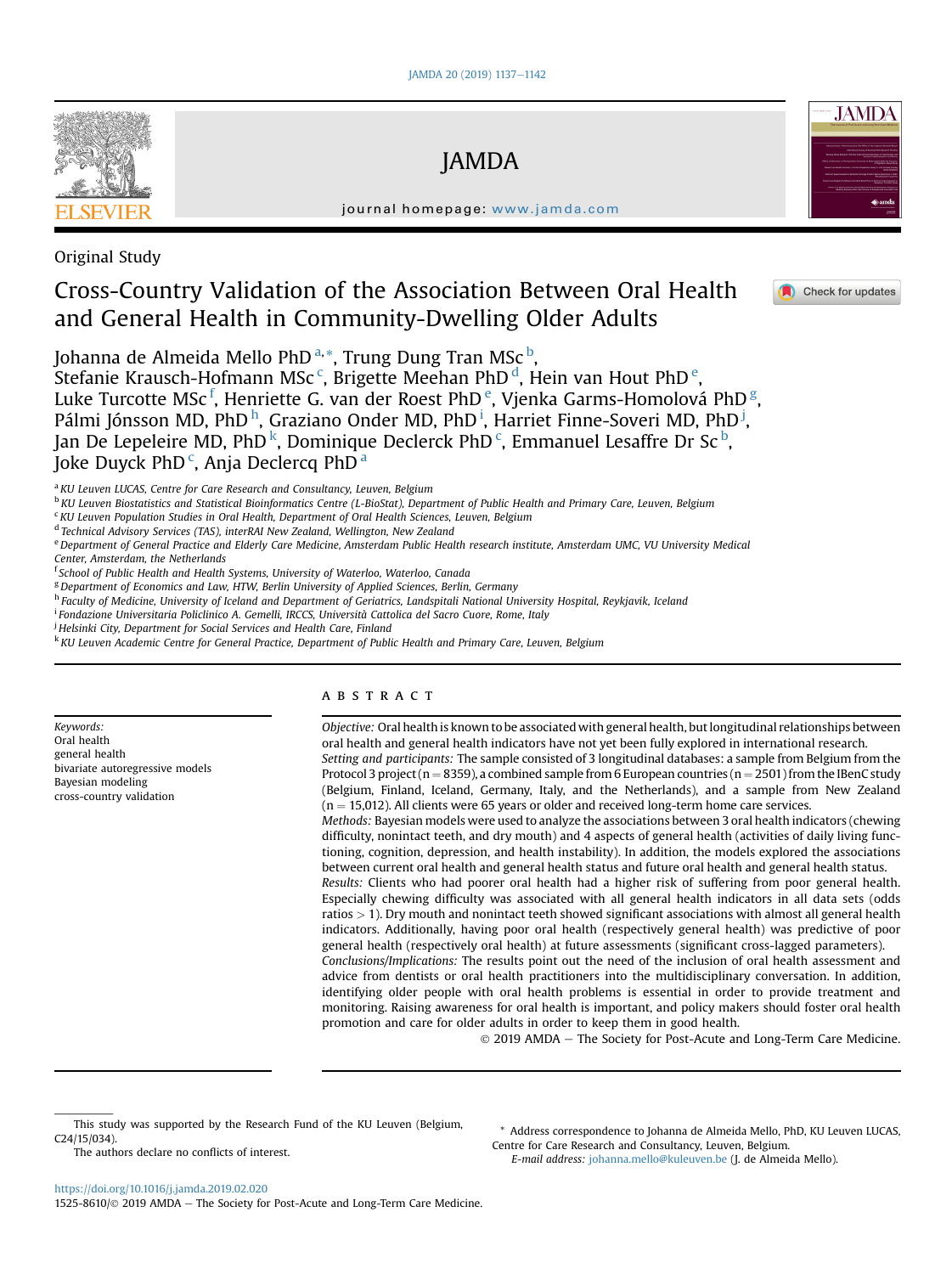Original Study

# Cross-Country Validation of the Association Between Oral Health and General Health in Community-Dwelling Older Adults

Johanna de Almeida Mello PhD [a,*], Trung Dung Tran MSc [b], Stefanie Krausch-Hofmann MSc [c], Brigette Meehan PhD [d], Hein van Hout PhD [e], Luke Turcotte MSc [f], Henriette G. van der Roest PhD [e], Vjenka Garms-Homolová PhD [g], Pálmi Jónsson MD, PhD [h], Graziano Onder MD, PhD [i], Harriet Finne-Soveri MD, PhD [j], Jan De Lepeleire MD, PhD [k], Dominique Declerck PhD [c], Emmanuel Lesaffre Dr Sc [b], Joke Duyck PhD [c], Anja Declercq PhD [a]

[a] KU Leuven LUCAS, Centre for Care Research and Consultancy, Leuven, Belgium
[b] KU Leuven Biostatistics and Statistical Bioinformatics Centre (L-BioStat), Department of Public Health and Primary Care, Leuven, Belgium
[c] KU Leuven Population Studies in Oral Health, Department of Oral Health Sciences, Leuven, Belgium
[d] Technical Advisory Services (TAS), interRAI New Zealand, Wellington, New Zealand
[e] Department of General Practice and Elderly Care Medicine, Amsterdam Public Health research institute, Amsterdam UMC, VU University Medical Center, Amsterdam, the Netherlands
[f] School of Public Health and Health Systems, University of Waterloo, Waterloo, Canada
[g] Department of Economics and Law, HTW, Berlin University of Applied Sciences, Berlin, Germany
[h] Faculty of Medicine, University of Iceland and Department of Geriatrics, Landspitali National University Hospital, Reykjavik, Iceland
[i] Fondazione Universitaria Policlinico A. Gemelli, IRCCS, Università Cattolica del Sacro Cuore, Rome, Italy
[j] Helsinki City, Department for Social Services and Health Care, Finland
[k] KU Leuven Academic Centre for General Practice, Department of Public Health and Primary Care, Leuven, Belgium

*Keywords:*
Oral health
general health
bivariate autoregressive models
Bayesian modeling
cross-country validation

## ABSTRACT

*Objective:* Oral health is known to be associated with general health, but longitudinal relationships between oral health and general health indicators have not yet been fully explored in international research.

*Setting and participants:* The sample consisted of 3 longitudinal databases: a sample from Belgium from the Protocol 3 project (n = 8359), a combined sample from 6 European countries (n = 2501) from the IBenC study (Belgium, Finland, Iceland, Germany, Italy, and the Netherlands), and a sample from New Zealand (n = 15,012). All clients were 65 years or older and received long-term home care services.

*Methods:* Bayesian models were used to analyze the associations between 3 oral health indicators (chewing difficulty, nonintact teeth, and dry mouth) and 4 aspects of general health (activities of daily living functioning, cognition, depression, and health instability). In addition, the models explored the associations between current oral health and general health status and future oral health and general health status.

*Results:* Clients who had poorer oral health had a higher risk of suffering from poor general health. Especially chewing difficulty was associated with all general health indicators in all data sets (odds ratios > 1). Dry mouth and nonintact teeth showed significant associations with almost all general health indicators. Additionally, having poor oral health (respectively general health) was predictive of poor general health (respectively oral health) at future assessments (significant cross-lagged parameters).

*Conclusions/Implications:* The results point out the need of the inclusion of oral health assessment and advice from dentists or oral health practitioners into the multidisciplinary conversation. In addition, identifying older people with oral health problems is essential in order to provide treatment and monitoring. Raising awareness for oral health is important, and policy makers should foster oral health promotion and care for older adults in order to keep them in good health.

© 2019 AMDA – The Society for Post-Acute and Long-Term Care Medicine.

---

This study was supported by the Research Fund of the KU Leuven (Belgium, C24/15/034).

The authors declare no conflicts of interest.

\* Address correspondence to Johanna de Almeida Mello, PhD, KU Leuven LUCAS, Centre for Care Research and Consultancy, Leuven, Belgium.
*E-mail address:* johanna.mello@kuleuven.be (J. de Almeida Mello).

https://doi.org/10.1016/j.jamda.2019.02.020
1525-8610/© 2019 AMDA – The Society for Post-Acute and Long-Term Care Medicine.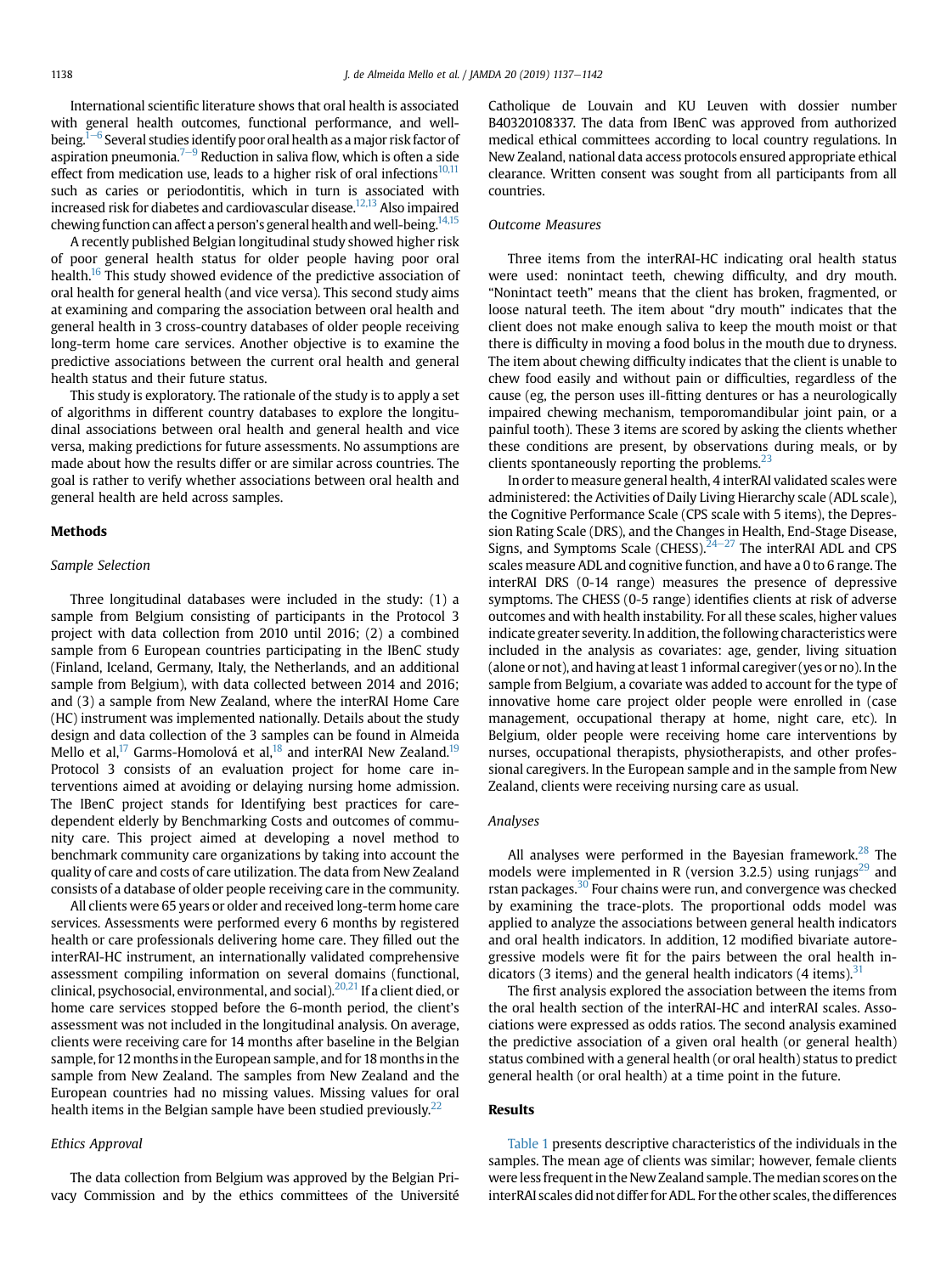International scientific literature shows that oral health is associated with general health outcomes, functional performance, and well-being.[1–6] Several studies identify poor oral health as a major risk factor of aspiration pneumonia.[7–9] Reduction in saliva flow, which is often a side effect from medication use, leads to a higher risk of oral infections[10,11] such as caries or periodontitis, which in turn is associated with increased risk for diabetes and cardiovascular disease.[12,13] Also impaired chewing function can affect a person's general health and well-being.[14,15]

A recently published Belgian longitudinal study showed higher risk of poor general health status for older people having poor oral health.[16] This study showed evidence of the predictive association of oral health for general health (and vice versa). This second study aims at examining and comparing the association between oral health and general health in 3 cross-country databases of older people receiving long-term home care services. Another objective is to examine the predictive associations between the current oral health and general health status and their future status.

This study is exploratory. The rationale of the study is to apply a set of algorithms in different country databases to explore the longitudinal associations between oral health and general health and vice versa, making predictions for future assessments. No assumptions are made about how the results differ or are similar across countries. The goal is rather to verify whether associations between oral health and general health are held across samples.

## Methods

### Sample Selection

Three longitudinal databases were included in the study: (1) a sample from Belgium consisting of participants in the Protocol 3 project with data collection from 2010 until 2016; (2) a combined sample from 6 European countries participating in the IBenC study (Finland, Iceland, Germany, Italy, the Netherlands, and an additional sample from Belgium), with data collected between 2014 and 2016; and (3) a sample from New Zealand, where the interRAI Home Care (HC) instrument was implemented nationally. Details about the study design and data collection of the 3 samples can be found in Almeida Mello et al,[17] Garms-Homolová et al,[18] and interRAI New Zealand.[19] Protocol 3 consists of an evaluation project for home care interventions aimed at avoiding or delaying nursing home admission. The IBenC project stands for Identifying best practices for care-dependent elderly by Benchmarking Costs and outcomes of community care. This project aimed at developing a novel method to benchmark community care organizations by taking into account the quality of care and costs of care utilization. The data from New Zealand consists of a database of older people receiving care in the community.

All clients were 65 years or older and received long-term home care services. Assessments were performed every 6 months by registered health or care professionals delivering home care. They filled out the interRAI-HC instrument, an internationally validated comprehensive assessment compiling information on several domains (functional, clinical, psychosocial, environmental, and social).[20,21] If a client died, or home care services stopped before the 6-month period, the client's assessment was not included in the longitudinal analysis. On average, clients were receiving care for 14 months after baseline in the Belgian sample, for 12 months in the European sample, and for 18 months in the sample from New Zealand. The samples from New Zealand and the European countries had no missing values. Missing values for oral health items in the Belgian sample have been studied previously.[22]

### Ethics Approval

The data collection from Belgium was approved by the Belgian Privacy Commission and by the ethics committees of the Université Catholique de Louvain and KU Leuven with dossier number B40320108337. The data from IBenC was approved from authorized medical ethical committees according to local country regulations. In New Zealand, national data access protocols ensured appropriate ethical clearance. Written consent was sought from all participants from all countries.

### Outcome Measures

Three items from the interRAI-HC indicating oral health status were used: nonintact teeth, chewing difficulty, and dry mouth. "Nonintact teeth" means that the client has broken, fragmented, or loose natural teeth. The item about "dry mouth" indicates that the client does not make enough saliva to keep the mouth moist or that there is difficulty in moving a food bolus in the mouth due to dryness. The item about chewing difficulty indicates that the client is unable to chew food easily and without pain or difficulties, regardless of the cause (eg, the person uses ill-fitting dentures or has a neurologically impaired chewing mechanism, temporomandibular joint pain, or a painful tooth). These 3 items are scored by asking the clients whether these conditions are present, by observations during meals, or by clients spontaneously reporting the problems.[23]

In order to measure general health, 4 interRAI validated scales were administered: the Activities of Daily Living Hierarchy scale (ADL scale), the Cognitive Performance Scale (CPS scale with 5 items), the Depression Rating Scale (DRS), and the Changes in Health, End-Stage Disease, Signs, and Symptoms Scale (CHESS).[24–27] The interRAI ADL and CPS scales measure ADL and cognitive function, and have a 0 to 6 range. The interRAI DRS (0-14 range) measures the presence of depressive symptoms. The CHESS (0-5 range) identifies clients at risk of adverse outcomes and with health instability. For all these scales, higher values indicate greater severity. In addition, the following characteristics were included in the analysis as covariates: age, gender, living situation (alone or not), and having at least 1 informal caregiver (yes or no). In the sample from Belgium, a covariate was added to account for the type of innovative home care project older people were enrolled in (case management, occupational therapy at home, night care, etc). In Belgium, older people were receiving home care interventions by nurses, occupational therapists, physiotherapists, and other professional caregivers. In the European sample and in the sample from New Zealand, clients were receiving nursing care as usual.

### Analyses

All analyses were performed in the Bayesian framework.[28] The models were implemented in R (version 3.2.5) using runjags[29] and rstan packages.[30] Four chains were run, and convergence was checked by examining the trace-plots. The proportional odds model was applied to analyze the associations between general health indicators and oral health indicators. In addition, 12 modified bivariate autoregressive models were fit for the pairs between the oral health indicators (3 items) and the general health indicators (4 items).[31]

The first analysis explored the association between the items from the oral health section of the interRAI-HC and interRAI scales. Associations were expressed as odds ratios. The second analysis examined the predictive association of a given oral health (or general health) status combined with a general health (or oral health) status to predict general health (or oral health) at a time point in the future.

## Results

Table 1 presents descriptive characteristics of the individuals in the samples. The mean age of clients was similar; however, female clients were less frequent in the New Zealand sample. The median scores on the interRAI scales did not differ for ADL. For the other scales, the differences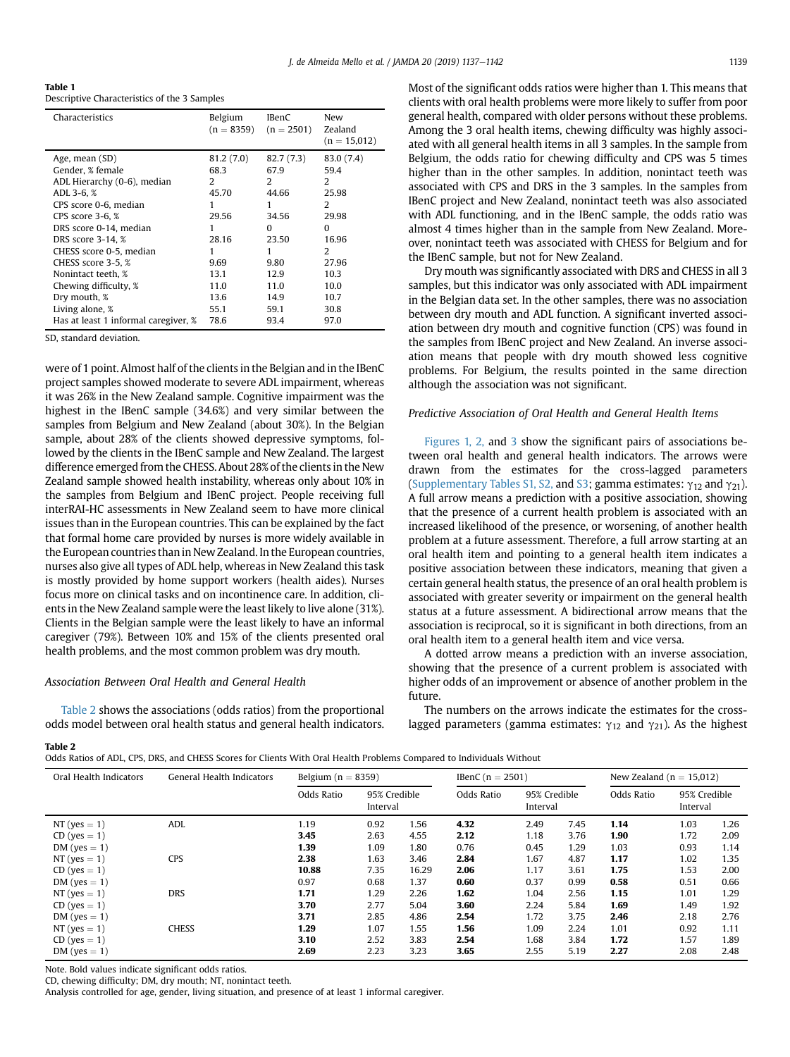**Table 1**
Descriptive Characteristics of the 3 Samples

| Characteristics | Belgium (n = 8359) | IBenC (n = 2501) | New Zealand (n = 15,012) |
|---|---|---|---|
| Age, mean (SD) | 81.2 (7.0) | 82.7 (7.3) | 83.0 (7.4) |
| Gender, % female | 68.3 | 67.9 | 59.4 |
| ADL Hierarchy (0-6), median | 2 | 2 | 2 |
| ADL 3-6, % | 45.70 | 44.66 | 25.98 |
| CPS score 0-6, median | 1 | 1 | 2 |
| CPS score 3-6, % | 29.56 | 34.56 | 29.98 |
| DRS score 0-14, median | 1 | 0 | 0 |
| DRS score 3-14, % | 28.16 | 23.50 | 16.96 |
| CHESS score 0-5, median | 1 | 1 | 2 |
| CHESS score 3-5, % | 9.69 | 9.80 | 27.96 |
| Nonintact teeth, % | 13.1 | 12.9 | 10.3 |
| Chewing difficulty, % | 11.0 | 11.0 | 10.0 |
| Dry mouth, % | 13.6 | 14.9 | 10.7 |
| Living alone, % | 55.1 | 59.1 | 30.8 |
| Has at least 1 informal caregiver, % | 78.6 | 93.4 | 97.0 |

SD, standard deviation.

were of 1 point. Almost half of the clients in the Belgian and in the IBenC project samples showed moderate to severe ADL impairment, whereas it was 26% in the New Zealand sample. Cognitive impairment was the highest in the IBenC sample (34.6%) and very similar between the samples from Belgium and New Zealand (about 30%). In the Belgian sample, about 28% of the clients showed depressive symptoms, followed by the clients in the IBenC sample and New Zealand. The largest difference emerged from the CHESS. About 28% of the clients in the New Zealand sample showed health instability, whereas only about 10% in the samples from Belgium and IBenC project. People receiving full interRAI-HC assessments in New Zealand seem to have more clinical issues than in the European countries. This can be explained by the fact that formal home care provided by nurses is more widely available in the European countries than in New Zealand. In the European countries, nurses also give all types of ADL help, whereas in New Zealand this task is mostly provided by home support workers (health aides). Nurses focus more on clinical tasks and on incontinence care. In addition, clients in the New Zealand sample were the least likely to live alone (31%). Clients in the Belgian sample were the least likely to have an informal caregiver (79%). Between 10% and 15% of the clients presented oral health problems, and the most common problem was dry mouth.

### Association Between Oral Health and General Health

Table 2 shows the associations (odds ratios) from the proportional odds model between oral health status and general health indicators. Most of the significant odds ratios were higher than 1. This means that clients with oral health problems were more likely to suffer from poor general health, compared with older persons without these problems. Among the 3 oral health items, chewing difficulty was highly associated with all general health items in all 3 samples. In the sample from Belgium, the odds ratio for chewing difficulty and CPS was 5 times higher than in the other samples. In addition, nonintact teeth was associated with CPS and DRS in the 3 samples. In the samples from IBenC project and New Zealand, nonintact teeth was also associated with ADL functioning, and in the IBenC sample, the odds ratio was almost 4 times higher than in the sample from New Zealand. Moreover, nonintact teeth was associated with CHESS for Belgium and for the IBenC sample, but not for New Zealand.

Dry mouth was significantly associated with DRS and CHESS in all 3 samples, but this indicator was only associated with ADL impairment in the Belgian data set. In the other samples, there was no association between dry mouth and ADL function. A significant inverted association between dry mouth and cognitive function (CPS) was found in the samples from IBenC project and New Zealand. An inverse association means that people with dry mouth showed less cognitive problems. For Belgium, the results pointed in the same direction although the association was not significant.

### Predictive Association of Oral Health and General Health Items

Figures 1, 2, and 3 show the significant pairs of associations between oral health and general health indicators. The arrows were drawn from the estimates for the cross-lagged parameters (Supplementary Tables S1, S2, and S3; gamma estimates: $\gamma_{12}$ and $\gamma_{21}$). A full arrow means a prediction with a positive association, showing that the presence of a current health problem is associated with an increased likelihood of the presence, or worsening, of another health problem at a future assessment. Therefore, a full arrow starting at an oral health item and pointing to a general health item indicates a positive association between these indicators, meaning that given a certain general health status, the presence of an oral health problem is associated with greater severity or impairment on the general health status at a future assessment. A bidirectional arrow means that the association is reciprocal, so it is significant in both directions, from an oral health item to a general health item and vice versa.

A dotted arrow means a prediction with an inverse association, showing that the presence of a current problem is associated with higher odds of an improvement or absence of another problem in the future.

The numbers on the arrows indicate the estimates for the cross-lagged parameters (gamma estimates: $\gamma_{12}$ and $\gamma_{21}$). As the highest

**Table 2**
Odds Ratios of ADL, CPS, DRS, and CHESS Scores for Clients With Oral Health Problems Compared to Individuals Without

| Oral Health Indicators | General Health Indicators | Belgium (n = 8359) | | | IBenC (n = 2501) | | | New Zealand (n = 15,012) | | |
|---|---|---|---|---|---|---|---|---|---|---|
| | | Odds Ratio | 95% Credible Interval | | Odds Ratio | 95% Credible Interval | | Odds Ratio | 95% Credible Interval | |
| NT (yes = 1) | ADL | 1.19 | 0.92 | 1.56 | **4.32** | 2.49 | 7.45 | **1.14** | 1.03 | 1.26 |
| CD (yes = 1) | | **3.45** | 2.63 | 4.55 | **2.12** | 1.18 | 3.76 | **1.90** | 1.72 | 2.09 |
| DM (yes = 1) | | **1.39** | 1.09 | 1.80 | 0.76 | 0.45 | 1.29 | 1.03 | 0.93 | 1.14 |
| NT (yes = 1) | CPS | **2.38** | 1.63 | 3.46 | **2.84** | 1.67 | 4.87 | **1.17** | 1.02 | 1.35 |
| CD (yes = 1) | | **10.88** | 7.35 | 16.29 | **2.06** | 1.17 | 3.61 | **1.75** | 1.53 | 2.00 |
| DM (yes = 1) | | 0.97 | 0.68 | 1.37 | **0.60** | 0.37 | 0.99 | **0.58** | 0.51 | 0.66 |
| NT (yes = 1) | DRS | **1.71** | 1.29 | 2.26 | **1.62** | 1.04 | 2.56 | **1.15** | 1.01 | 1.29 |
| CD (yes = 1) | | **3.70** | 2.77 | 5.04 | **3.60** | 2.24 | 5.84 | **1.69** | 1.49 | 1.92 |
| DM (yes = 1) | | **3.71** | 2.85 | 4.86 | **2.54** | 1.72 | 3.75 | **2.46** | 2.18 | 2.76 |
| NT (yes = 1) | CHESS | **1.29** | 1.07 | 1.55 | **1.56** | 1.09 | 2.24 | 1.01 | 0.92 | 1.11 |
| CD (yes = 1) | | **3.10** | 2.52 | 3.83 | **2.54** | 1.68 | 3.84 | **1.72** | 1.57 | 1.89 |
| DM (yes = 1) | | **2.69** | 2.23 | 3.23 | **3.65** | 2.55 | 5.19 | **2.27** | 2.08 | 2.48 |

Note. Bold values indicate significant odds ratios.
CD, chewing difficulty; DM, dry mouth; NT, nonintact teeth.
Analysis controlled for age, gender, living situation, and presence of at least 1 informal caregiver.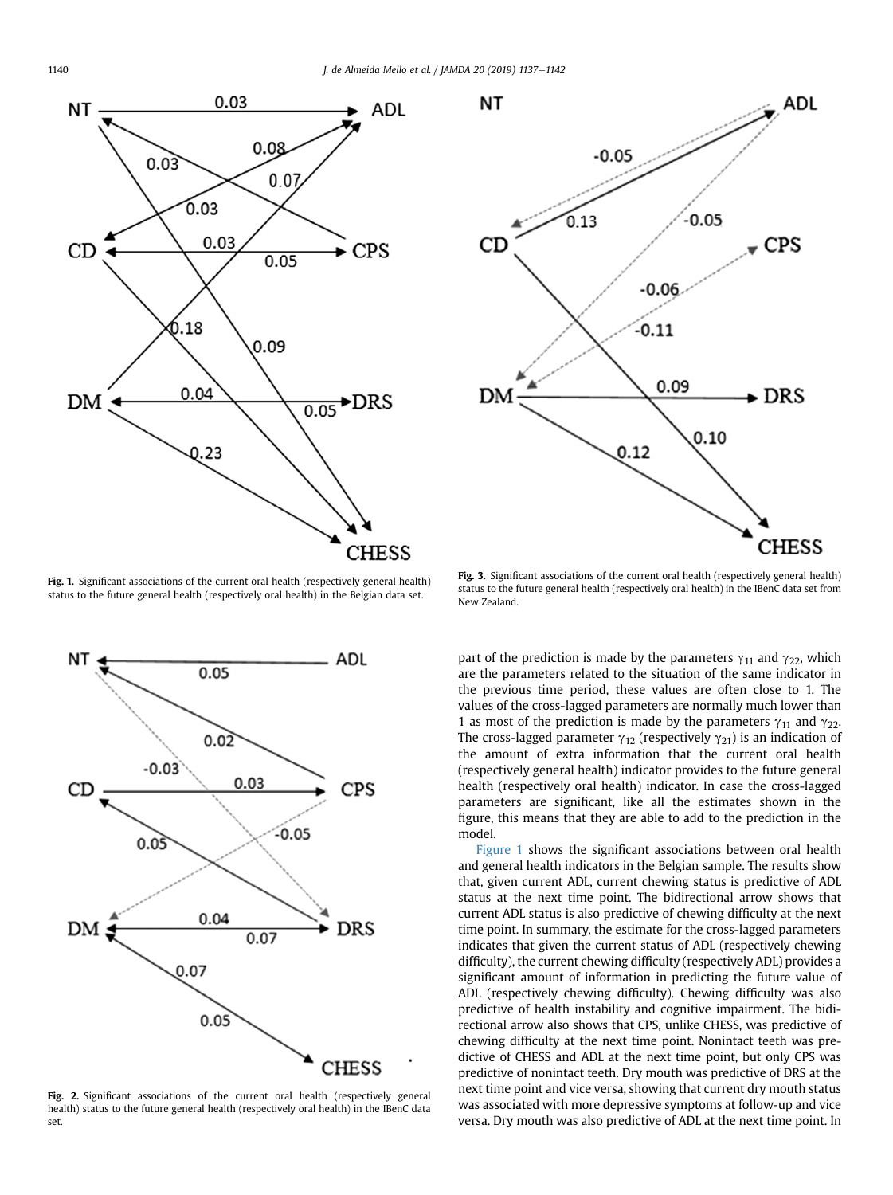Fig. 1. Significant associations of the current oral health (respectively general health) status to the future general health (respectively oral health) in the Belgian data set.

Fig. 3. Significant associations of the current oral health (respectively general health) status to the future general health (respectively oral health) in the IBenC data set from New Zealand.

Fig. 2. Significant associations of the current oral health (respectively general health) status to the future general health (respectively oral health) in the IBenC data set.

part of the prediction is made by the parameters $\gamma_{11}$ and $\gamma_{22}$, which are the parameters related to the situation of the same indicator in the previous time period, these values are often close to 1. The values of the cross-lagged parameters are normally much lower than 1 as most of the prediction is made by the parameters $\gamma_{11}$ and $\gamma_{22}$. The cross-lagged parameter $\gamma_{12}$ (respectively $\gamma_{21}$) is an indication of the amount of extra information that the current oral health (respectively general health) indicator provides to the future general health (respectively oral health) indicator. In case the cross-lagged parameters are significant, like all the estimates shown in the figure, this means that they are able to add to the prediction in the model.

Figure 1 shows the significant associations between oral health and general health indicators in the Belgian sample. The results show that, given current ADL, current chewing status is predictive of ADL status at the next time point. The bidirectional arrow shows that current ADL status is also predictive of chewing difficulty at the next time point. In summary, the estimate for the cross-lagged parameters indicates that given the current status of ADL (respectively chewing difficulty), the current chewing difficulty (respectively ADL) provides a significant amount of information in predicting the future value of ADL (respectively chewing difficulty). Chewing difficulty was also predictive of health instability and cognitive impairment. The bidirectional arrow also shows that CPS, unlike CHESS, was predictive of chewing difficulty at the next time point. Nonintact teeth was predictive of CHESS and ADL at the next time point, but only CPS was predictive of nonintact teeth. Dry mouth was predictive of DRS at the next time point and vice versa, showing that current dry mouth status was associated with more depressive symptoms at follow-up and vice versa. Dry mouth was also predictive of ADL at the next time point. In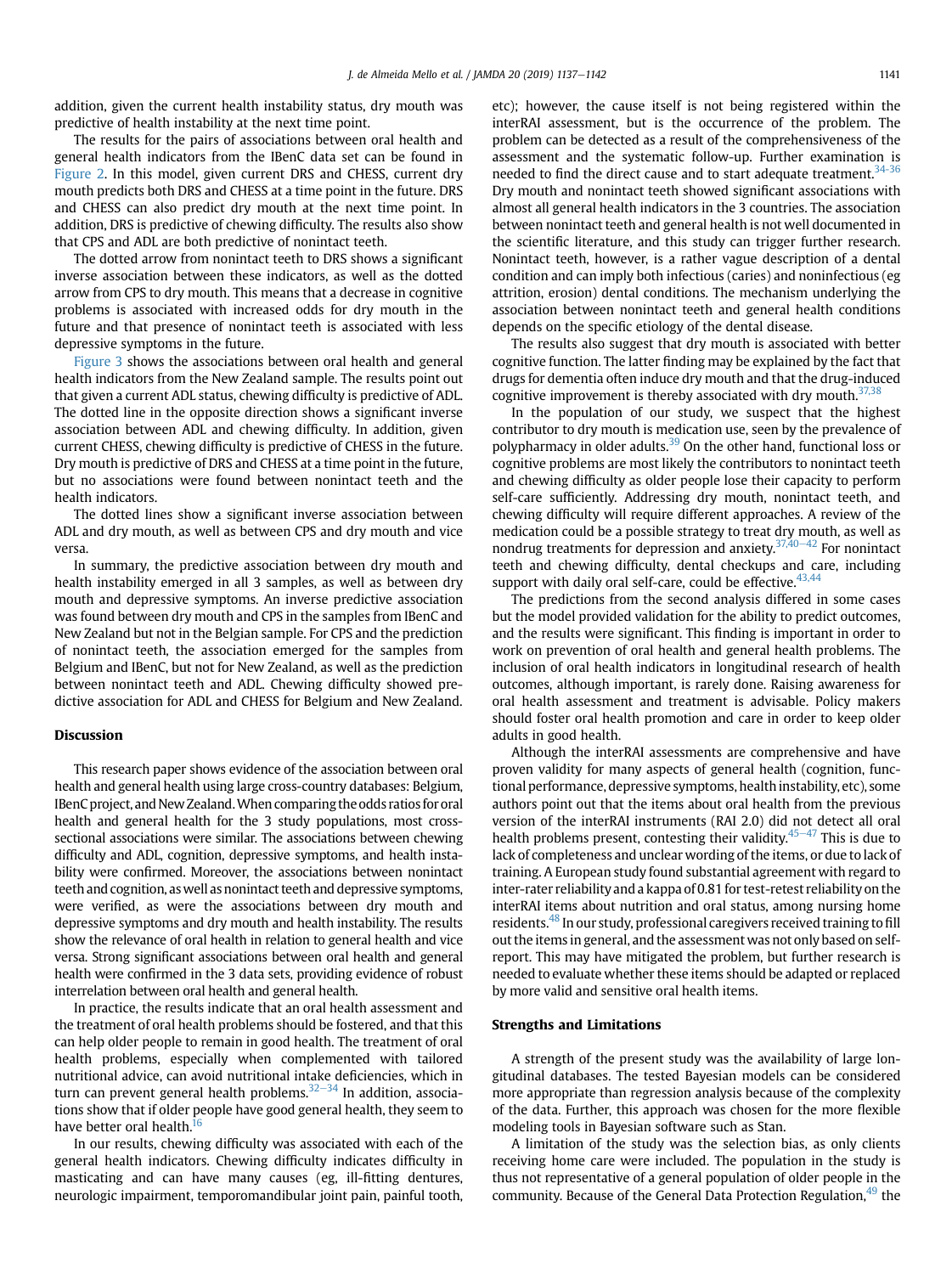addition, given the current health instability status, dry mouth was predictive of health instability at the next time point.

The results for the pairs of associations between oral health and general health indicators from the IBenC data set can be found in Figure 2. In this model, given current DRS and CHESS, current dry mouth predicts both DRS and CHESS at a time point in the future. DRS and CHESS can also predict dry mouth at the next time point. In addition, DRS is predictive of chewing difficulty. The results also show that CPS and ADL are both predictive of nonintact teeth.

The dotted arrow from nonintact teeth to DRS shows a significant inverse association between these indicators, as well as the dotted arrow from CPS to dry mouth. This means that a decrease in cognitive problems is associated with increased odds for dry mouth in the future and that presence of nonintact teeth is associated with less depressive symptoms in the future.

Figure 3 shows the associations between oral health and general health indicators from the New Zealand sample. The results point out that given a current ADL status, chewing difficulty is predictive of ADL. The dotted line in the opposite direction shows a significant inverse association between ADL and chewing difficulty. In addition, given current CHESS, chewing difficulty is predictive of CHESS in the future. Dry mouth is predictive of DRS and CHESS at a time point in the future, but no associations were found between nonintact teeth and the health indicators.

The dotted lines show a significant inverse association between ADL and dry mouth, as well as between CPS and dry mouth and vice versa.

In summary, the predictive association between dry mouth and health instability emerged in all 3 samples, as well as between dry mouth and depressive symptoms. An inverse predictive association was found between dry mouth and CPS in the samples from IBenC and New Zealand but not in the Belgian sample. For CPS and the prediction of nonintact teeth, the association emerged for the samples from Belgium and IBenC, but not for New Zealand, as well as the prediction between nonintact teeth and ADL. Chewing difficulty showed predictive association for ADL and CHESS for Belgium and New Zealand.

## Discussion

This research paper shows evidence of the association between oral health and general health using large cross-country databases: Belgium, IBenC project, and New Zealand. When comparing the odds ratios for oral health and general health for the 3 study populations, most cross-sectional associations were similar. The associations between chewing difficulty and ADL, cognition, depressive symptoms, and health instability were confirmed. Moreover, the associations between nonintact teeth and cognition, as well as nonintact teeth and depressive symptoms, were verified, as were the associations between dry mouth and depressive symptoms and dry mouth and health instability. The results show the relevance of oral health in relation to general health and vice versa. Strong significant associations between oral health and general health were confirmed in the 3 data sets, providing evidence of robust interrelation between oral health and general health.

In practice, the results indicate that an oral health assessment and the treatment of oral health problems should be fostered, and that this can help older people to remain in good health. The treatment of oral health problems, especially when complemented with tailored nutritional advice, can avoid nutritional intake deficiencies, which in turn can prevent general health problems.[32–34] In addition, associations show that if older people have good general health, they seem to have better oral health.[16]

In our results, chewing difficulty was associated with each of the general health indicators. Chewing difficulty indicates difficulty in masticating and can have many causes (eg, ill-fitting dentures, neurologic impairment, temporomandibular joint pain, painful tooth, etc); however, the cause itself is not being registered within the interRAI assessment, but is the occurrence of the problem. The problem can be detected as a result of the comprehensiveness of the assessment and the systematic follow-up. Further examination is needed to find the direct cause and to start adequate treatment.[34–36] Dry mouth and nonintact teeth showed significant associations with almost all general health indicators in the 3 countries. The association between nonintact teeth and general health is not well documented in the scientific literature, and this study can trigger further research. Nonintact teeth, however, is a rather vague description of a dental condition and can imply both infectious (caries) and noninfectious (eg attrition, erosion) dental conditions. The mechanism underlying the association between nonintact teeth and general health conditions depends on the specific etiology of the dental disease.

The results also suggest that dry mouth is associated with better cognitive function. The latter finding may be explained by the fact that drugs for dementia often induce dry mouth and that the drug-induced cognitive improvement is thereby associated with dry mouth.[37,38]

In the population of our study, we suspect that the highest contributor to dry mouth is medication use, seen by the prevalence of polypharmacy in older adults.[39] On the other hand, functional loss or cognitive problems are most likely the contributors to nonintact teeth and chewing difficulty as older people lose their capacity to perform self-care sufficiently. Addressing dry mouth, nonintact teeth, and chewing difficulty will require different approaches. A review of the medication could be a possible strategy to treat dry mouth, as well as nondrug treatments for depression and anxiety.[37,40–42] For nonintact teeth and chewing difficulty, dental checkups and care, including support with daily oral self-care, could be effective.[43,44]

The predictions from the second analysis differed in some cases but the model provided validation for the ability to predict outcomes, and the results were significant. This finding is important in order to work on prevention of oral health and general health problems. The inclusion of oral health indicators in longitudinal research of health outcomes, although important, is rarely done. Raising awareness for oral health assessment and treatment is advisable. Policy makers should foster oral health promotion and care in order to keep older adults in good health.

Although the interRAI assessments are comprehensive and have proven validity for many aspects of general health (cognition, functional performance, depressive symptoms, health instability, etc), some authors point out that the items about oral health from the previous version of the interRAI instruments (RAI 2.0) did not detect all oral health problems present, contesting their validity.[45–47] This is due to lack of completeness and unclear wording of the items, or due to lack of training. A European study found substantial agreement with regard to inter-rater reliability and a kappa of 0.81 for test-retest reliability on the interRAI items about nutrition and oral status, among nursing home residents.[48] In our study, professional caregivers received training to fill out the items in general, and the assessment was not only based on self-report. This may have mitigated the problem, but further research is needed to evaluate whether these items should be adapted or replaced by more valid and sensitive oral health items.

## Strengths and Limitations

A strength of the present study was the availability of large longitudinal databases. The tested Bayesian models can be considered more appropriate than regression analysis because of the complexity of the data. Further, this approach was chosen for the more flexible modeling tools in Bayesian software such as Stan.

A limitation of the study was the selection bias, as only clients receiving home care were included. The population in the study is thus not representative of a general population of older people in the community. Because of the General Data Protection Regulation,[49] the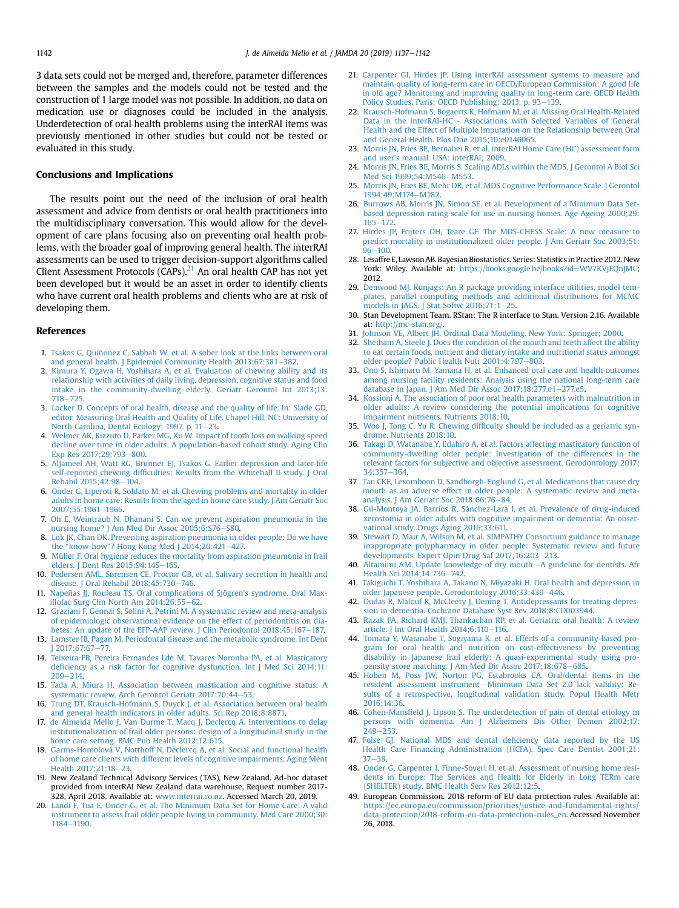3 data sets could not be merged and, therefore, parameter differences between the samples and the models could not be tested and the construction of 1 large model was not possible. In addition, no data on medication use or diagnoses could be included in the analysis. Underdetection of oral health problems using the interRAI items was previously mentioned in other studies but could not be tested or evaluated in this study.

## Conclusions and Implications

The results point out the need of the inclusion of oral health assessment and advice from dentists or oral health practitioners into the multidisciplinary conversation. This would allow for the development of care plans focusing also on preventing oral health problems, with the broader goal of improving general health. The interRAI assessments can be used to trigger decision-support algorithms called Client Assessment Protocols (CAPs).[21] An oral health CAP has not yet been developed but it would be an asset in order to identify clients who have current oral health problems and clients who are at risk of developing them.

## References

1. Tsakos G, Quiñonez C, Sabbah W, et al. A sober look at the links between oral and general health. J Epidemiol Community Health 2013;67:381–382.
2. Kimura Y, Ogawa H, Yoshihara A, et al. Evaluation of chewing ability and its relationship with activities of daily living, depression, cognitive status and food intake in the community-dwelling elderly. Geriatr Gerontol Int 2013;13:718–725.
3. Locker D. Concepts of oral health, disease and the quality of life. In: Slade GD, editor. Measuring Oral Health and Quality of Life. Chapel Hill, NC: University of North Carolina, Dental Ecology; 1997. p. 11–23.
4. Welmer AK, Rizzuto D, Parker MG, Xu W. Impact of tooth loss on walking speed decline over time in older adults: A population-based cohort study. Aging Clin Exp Res 2017;29:793–800.
5. AlJameel AH, Watt RG, Brunner EJ, Tsakos G. Earlier depression and later-life self-reported chewing difficulties: Results from the Whitehall II study. J Oral Rehabil 2015;42:98–104.
6. Onder G, Liperoti R, Soldato M, et al. Chewing problems and mortality in older adults in home care: Results from the aged in home care study. J Am Geriatr Soc 2007;55:1961–1966.
7. Oh E, Weintraub N, Dhanani S. Can we prevent aspiration pneumonia in the nursing home? J Am Med Dir Assoc 2005;6:S76–S80.
8. Luk JK, Chan DK. Preventing aspiration pneumonia in older people: Do we have the "know-how"? Hong Kong Med J 2014;20:421–427.
9. Müller F. Oral hygiene reduces the mortality from aspiration pneumonia in frail elders. J Dent Res 2015;94:14S–16S.
10. Pedersen AML, Sørensen CE, Proctor GB, et al. Salivary secretion in health and disease. J Oral Rehabil 2018;45:730–746.
11. Napeñas JJ, Rouleau TS. Oral complications of Sjögren's syndrome. Oral Maxillofac Surg Clin North Am 2014;26:55–62.
12. Graziani F, Gennai S, Solini A, Petrini M. A systematic review and meta-analysis of epidemiologic observational evidence on the effect of periodontitis on diabetes: An update of the EFP-AAP review. J Clin Periodontol 2018;45:167–187.
13. Lamster IB, Pagan M. Periodontal disease and the metabolic syndrome. Int Dent J 2017;67:67–77.
14. Teixeira FB, Pereira Fernandes Lde M, Tavares Noronha PA, et al. Masticatory deficiency as a risk factor for cognitive dysfunction. Int J Med Sci 2014;11:209–214.
15. Tada A, Miura H. Association between mastication and cognitive status: A systematic review. Arch Gerontol Geriatr 2017;70:44–53.
16. Trung DT, Krausch-Hofmann S, Duyck J, et al. Association between oral health and general health indicators in older adults. Sci Rep 2018;8:8871.
17. de Almeida Mello J, Van Durme T, Macq J, Declercq A. Interventions to delay institutionalization of frail older persons: design of a longitudinal study in the home care setting. BMC Pub Health 2012;12:615.
18. Garms-Homolová V, Notthoff N, Declercq A, et al. Social and functional health of home care clients with different levels of cognitive impairments. Aging Ment Health 2017;21:18–23.
19. New Zealand Technical Advisory Services (TAS), New Zealand. Ad-hoc dataset provided from interRAI New Zealand data warehouse, Request number 2017-328, April 2018. Available at: www.interrai.co.nz. Accessed March 20, 2019.
20. Landi F, Tua E, Onder G, et al. The Minimum Data Set for Home Care: A valid instrument to assess frail older people living in community. Med Care 2000;30:1184–1190.
21. Carpenter GI, Hirdes JP. Using interRAI assessment systems to measure and maintain quality of long-term care in OECD/European Commission: A good life in old age? Monitoring and improving quality in long-term care. OECD Health Policy Studies. Paris: OECD Publishing; 2013. p. 93–139.
22. Krausch-Hofmann S, Bogaerts K, Hofmann M, et al. Missing Oral Health-Related Data in the interRAI-HC - Associations with Selected Variables of General Health and the Effect of Multiple Imputation on the Relationship between Oral and General Health. Plos One 2015;10:e0146065.
23. Morris JN, Fries BE, Bernabei R, et al. interRAI Home Care (HC) assessment form and user's manual. USA: interRAI; 2009.
24. Morris JN, Fries BE, Morris S. Scaling ADLs within the MDS. J Gerontol A Biol Sci Med Sci 1999;54:M546–M553.
25. Morris JN, Fries BE, Mehr DR, et al. MDS Cognitive Performance Scale. J Gerontol 1994;49:M174–M182.
26. Burrows AB, Morris JN, Simon SE, et al. Development of a Minimum Data Set-based depression rating scale for use in nursing homes. Age Ageing 2000;29:165–172.
27. Hirdes JP, Frijters DH, Teare GF. The MDS-CHESS Scale: A new measure to predict mortality in institutionalized older people. J Am Geriatr Soc 2003;51:96–100.
28. Lesaffre E, Lawson AB. Bayesian Biostatistics. Series: Statistics in Practice 2012. New York: Wiley. Available at: https://books.google.be/books?id=WV7KVjEQnJMC; 2012.
29. Denwood MJ. Runjags: An R package providing interface utilities, model templates, parallel computing methods and additional distributions for MCMC models in JAGS. J Stat Softw 2016;71:1–25.
30. Stan Development Team. RStan: The R interface to Stan. Version 2.16. Available at: http://mc-stan.org/.
31. Johnson VE, Albert JH. Ordinal Data Modeling. New York: Springer; 2000.
32. Sheiham A, Steele J. Does the condition of the mouth and teeth affect the ability to eat certain foods, nutrient and dietary intake and nutritional status amongst older people? Public Health Nutr 2001;4:797–803.
33. Ono S, Ishimaru M, Yamana H, et al. Enhanced oral care and health outcomes among nursing facility residents: Analysis using the national long-term care database in Japan. J Am Med Dir Assoc 2017;18:277.e1–277.e5.
34. Kossioni A. The association of poor oral health parameters with malnutrition in older adults: A review considering the potential implications for cognitive impairment nutrients. Nutrients 2018;10.
35. Woo J, Tong C, Yu R. Chewing difficulty should be included as a geriatric syndrome. Nutrients 2018;10.
36. Takagi D, Watanabe Y, Edahiro A, et al. Factors affecting masticatory function of community-dwelling older people: Investigation of the differences in the relevant factors for subjective and objective assessment. Gerodontology 2017;34:357–364.
37. Tan CKE, Lexomboon D, Sandborgh-Englund G, et al. Medications that cause dry mouth as an adverse effect in older people: A systematic review and meta-analysis. J Am Geriatr Soc 2018;66:76–84.
38. Gil-Montoya JA, Barrios R, Sânchez-Lara I, et al. Prevalence of drug-induced xerostomia in older adults with cognitive impairment or dementia: An observational study. Drugs Aging 2016;33:611.
39. Stewart D, Mair A, Wilson M, et al. SIMPATHY Consortium guidance to manage inappropriate polypharmacy in older people: Systematic review and future developments. Expert Opin Drug Saf 2017;16:203–213.
40. Altamimi AM. Update knowledge of dry mouth—A guideline for dentists. Afr Health Sci 2014;14:736–742.
41. Takiguchi T, Yoshihara A, Takano N, Miyazaki H. Oral health and depression in older Japanese people. Gerodontology 2016;33:439–446.
42. Dudas R, Malouf R, McCleery J, Dening T. Antidepressants for treating depression in dementia. Cochrane Database Syst Rev 2018;8:CD003944.
43. Razak PA, Richard KMJ, Thankachan RP, et al. Geriatric oral health: A review article. J Int Oral Health 2014;6:110–116.
44. Tomata Y, Watanabe T, Sugiyama K, et al. Effects of a community-based program for oral health and nutrition on cost-effectiveness by preventing disability in Japanese frail elderly: A quasi-experimental study using propensity score matching. J Am Med Dir Assoc 2017;18:678–685.
45. Hoben M, Poss JW, Norton PG, Estabrooks CA. Oral/dental items in the resident assessment instrument—Minimum Data Set 2.0 lack validity: Results of a retrospective, longitudinal validation study. Popul Health Metr 2016;14:36.
46. Cohen-Mansfield J, Lipson S. The underdetection of pain of dental etiology in persons with dementia. Am J Alzheimers Dis Other Demen 2002;17:249–253.
47. Folse GJ. National MDS and dental deficiency data reported by the US Health Care Financing Administration (HCFA). Spec Care Dentist 2001;21:37–38.
48. Onder G, Carpenter I, Finne-Soveri H, et al. Assessment of nursing home residents in Europe: The Services and Health for Elderly in Long TERm care (SHELTER) study. BMC Health Serv Res 2012;12:5.
49. European Commission. 2018 reform of EU data protection rules. Available at: https://ec.europa.eu/commission/priorities/justice-and-fundamental-rights/data-protection/2018-reform-eu-data-protection-rules_en. Accessed November 26, 2018.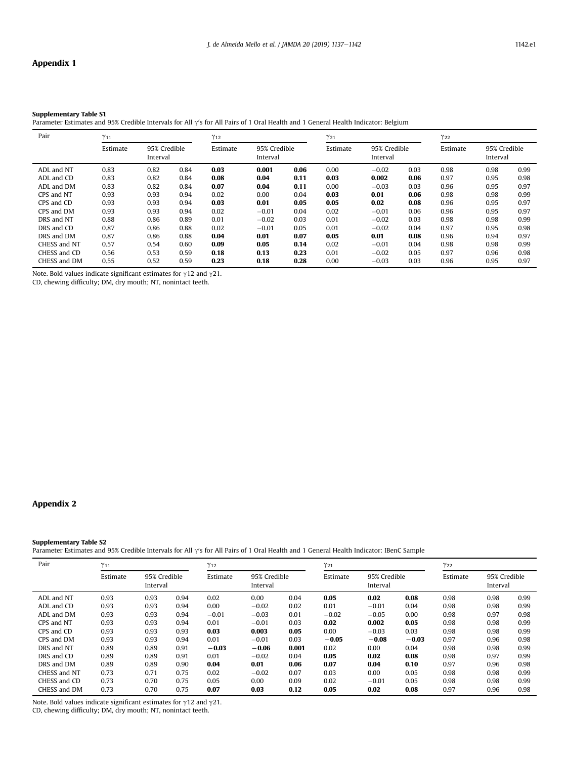## Appendix 1

**Supplementary Table S1**
Parameter Estimates and 95% Credible Intervals for All $\gamma$'s for All Pairs of 1 Oral Health and 1 General Health Indicator: Belgium

| Pair | $\gamma_{11}$ | | | $\gamma_{12}$ | | | $\gamma_{21}$ | | | $\gamma_{22}$ | | |
|---|---|---|---|---|---|---|---|---|---|---|---|---|
| | Estimate | 95% Credible Interval | | Estimate | 95% Credible Interval | | Estimate | 95% Credible Interval | | Estimate | 95% Credible Interval | |
| ADL and NT | 0.83 | 0.82 | 0.84 | **0.03** | **0.001** | **0.06** | 0.00 | −0.02 | 0.03 | 0.98 | 0.98 | 0.99 |
| ADL and CD | 0.83 | 0.82 | 0.84 | **0.08** | **0.04** | **0.11** | **0.03** | **0.002** | **0.06** | 0.97 | 0.95 | 0.98 |
| ADL and DM | 0.83 | 0.82 | 0.84 | **0.07** | **0.04** | **0.11** | 0.00 | −0.03 | 0.03 | 0.96 | 0.95 | 0.97 |
| CPS and NT | 0.93 | 0.93 | 0.94 | 0.02 | 0.00 | 0.04 | **0.03** | **0.01** | **0.06** | 0.98 | 0.98 | 0.99 |
| CPS and CD | 0.93 | 0.93 | 0.94 | **0.03** | **0.01** | **0.05** | **0.05** | **0.02** | **0.08** | 0.96 | 0.95 | 0.97 |
| CPS and DM | 0.93 | 0.93 | 0.94 | 0.02 | −0.01 | 0.04 | 0.02 | −0.01 | 0.06 | 0.96 | 0.95 | 0.97 |
| DRS and NT | 0.88 | 0.86 | 0.89 | 0.01 | −0.02 | 0.03 | 0.01 | −0.02 | 0.03 | 0.98 | 0.98 | 0.99 |
| DRS and CD | 0.87 | 0.86 | 0.88 | 0.02 | −0.01 | 0.05 | 0.01 | −0.02 | 0.04 | 0.97 | 0.95 | 0.98 |
| DRS and DM | 0.87 | 0.86 | 0.88 | **0.04** | **0.01** | **0.07** | **0.05** | **0.01** | **0.08** | 0.96 | 0.94 | 0.97 |
| CHESS and NT | 0.57 | 0.54 | 0.60 | **0.09** | **0.05** | **0.14** | 0.02 | −0.01 | 0.04 | 0.98 | 0.98 | 0.99 |
| CHESS and CD | 0.56 | 0.53 | 0.59 | **0.18** | **0.13** | **0.23** | 0.01 | −0.02 | 0.05 | 0.97 | 0.96 | 0.98 |
| CHESS and DM | 0.55 | 0.52 | 0.59 | **0.23** | **0.18** | **0.28** | 0.00 | −0.03 | 0.03 | 0.96 | 0.95 | 0.97 |

Note. Bold values indicate significant estimates for $\gamma$12 and $\gamma$21.
CD, chewing difficulty; DM, dry mouth; NT, nonintact teeth.

## Appendix 2

**Supplementary Table S2**
Parameter Estimates and 95% Credible Intervals for All $\gamma$'s for All Pairs of 1 Oral Health and 1 General Health Indicator: IBenC Sample

| Pair | $\gamma_{11}$ | | | $\gamma_{12}$ | | | $\gamma_{21}$ | | | $\gamma_{22}$ | | |
|---|---|---|---|---|---|---|---|---|---|---|---|---|
| | Estimate | 95% Credible Interval | | Estimate | 95% Credible Interval | | Estimate | 95% Credible Interval | | Estimate | 95% Credible Interval | |
| ADL and NT | 0.93 | 0.93 | 0.94 | 0.02 | 0.00 | 0.04 | **0.05** | **0.02** | **0.08** | 0.98 | 0.98 | 0.99 |
| ADL and CD | 0.93 | 0.93 | 0.94 | 0.00 | −0.02 | 0.02 | 0.01 | −0.01 | 0.04 | 0.98 | 0.98 | 0.99 |
| ADL and DM | 0.93 | 0.93 | 0.94 | −0.01 | −0.03 | 0.01 | −0.02 | −0.05 | 0.00 | 0.98 | 0.97 | 0.98 |
| CPS and NT | 0.93 | 0.93 | 0.94 | 0.01 | −0.01 | 0.03 | **0.02** | **0.002** | **0.05** | 0.98 | 0.98 | 0.99 |
| CPS and CD | 0.93 | 0.93 | 0.93 | **0.03** | **0.003** | **0.05** | 0.00 | −0.03 | 0.03 | 0.98 | 0.98 | 0.99 |
| CPS and DM | 0.93 | 0.93 | 0.94 | 0.01 | −0.01 | 0.03 | **−0.05** | **−0.08** | **−0.03** | 0.97 | 0.96 | 0.98 |
| DRS and NT | 0.89 | 0.89 | 0.91 | **−0.03** | **−0.06** | **0.001** | 0.02 | 0.00 | 0.04 | 0.98 | 0.98 | 0.99 |
| DRS and CD | 0.89 | 0.89 | 0.91 | 0.01 | −0.02 | 0.04 | **0.05** | **0.02** | **0.08** | 0.98 | 0.97 | 0.99 |
| DRS and DM | 0.89 | 0.89 | 0.90 | **0.04** | **0.01** | **0.06** | **0.07** | **0.04** | **0.10** | 0.97 | 0.96 | 0.98 |
| CHESS and NT | 0.73 | 0.71 | 0.75 | 0.02 | −0.02 | 0.07 | 0.03 | 0.00 | 0.05 | 0.98 | 0.98 | 0.99 |
| CHESS and CD | 0.73 | 0.70 | 0.75 | 0.05 | 0.00 | 0.09 | 0.02 | −0.01 | 0.05 | 0.98 | 0.98 | 0.99 |
| CHESS and DM | 0.73 | 0.70 | 0.75 | **0.07** | **0.03** | **0.12** | **0.05** | **0.02** | **0.08** | 0.97 | 0.96 | 0.98 |

Note. Bold values indicate significant estimates for $\gamma$12 and $\gamma$21.
CD, chewing difficulty; DM, dry mouth; NT, nonintact teeth.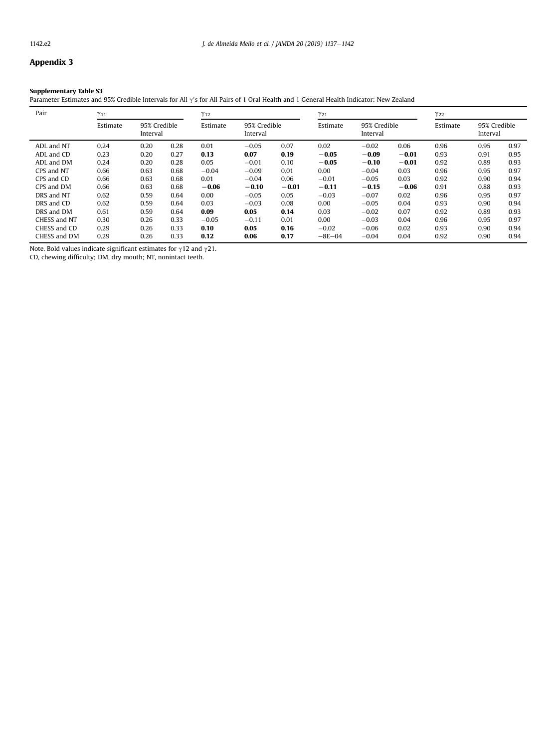## Appendix 3

**Supplementary Table S3**

Parameter Estimates and 95% Credible Intervals for All $\gamma$'s for All Pairs of 1 Oral Health and 1 General Health Indicator: New Zealand

| Pair | $\gamma_{11}$ | | | $\gamma_{12}$ | | | $\gamma_{21}$ | | | $\gamma_{22}$ | | |
|---|---|---|---|---|---|---|---|---|---|---|---|---|
| | Estimate | 95% Credible Interval | | Estimate | 95% Credible Interval | | Estimate | 95% Credible Interval | | Estimate | 95% Credible Interval | |
| ADL and NT | 0.24 | 0.20 | 0.28 | 0.01 | −0.05 | 0.07 | 0.02 | −0.02 | 0.06 | 0.96 | 0.95 | 0.97 |
| ADL and CD | 0.23 | 0.20 | 0.27 | **0.13** | **0.07** | **0.19** | **−0.05** | **−0.09** | **−0.01** | 0.93 | 0.91 | 0.95 |
| ADL and DM | 0.24 | 0.20 | 0.28 | 0.05 | −0.01 | 0.10 | **−0.05** | **−0.10** | **−0.01** | 0.92 | 0.89 | 0.93 |
| CPS and NT | 0.66 | 0.63 | 0.68 | −0.04 | −0.09 | 0.01 | 0.00 | −0.04 | 0.03 | 0.96 | 0.95 | 0.97 |
| CPS and CD | 0.66 | 0.63 | 0.68 | 0.01 | −0.04 | 0.06 | −0.01 | −0.05 | 0.03 | 0.92 | 0.90 | 0.94 |
| CPS and DM | 0.66 | 0.63 | 0.68 | **−0.06** | **−0.10** | **−0.01** | **−0.11** | **−0.15** | **−0.06** | 0.91 | 0.88 | 0.93 |
| DRS and NT | 0.62 | 0.59 | 0.64 | 0.00 | −0.05 | 0.05 | −0.03 | −0.07 | 0.02 | 0.96 | 0.95 | 0.97 |
| DRS and CD | 0.62 | 0.59 | 0.64 | 0.03 | −0.03 | 0.08 | 0.00 | −0.05 | 0.04 | 0.93 | 0.90 | 0.94 |
| DRS and DM | 0.61 | 0.59 | 0.64 | **0.09** | **0.05** | **0.14** | 0.03 | −0.02 | 0.07 | 0.92 | 0.89 | 0.93 |
| CHESS and NT | 0.30 | 0.26 | 0.33 | −0.05 | −0.11 | 0.01 | 0.00 | −0.03 | 0.04 | 0.96 | 0.95 | 0.97 |
| CHESS and CD | 0.29 | 0.26 | 0.33 | **0.10** | **0.05** | **0.16** | −0.02 | −0.06 | 0.02 | 0.93 | 0.90 | 0.94 |
| CHESS and DM | 0.29 | 0.26 | 0.33 | **0.12** | **0.06** | **0.17** | −8E−04 | −0.04 | 0.04 | 0.92 | 0.90 | 0.94 |

Note. Bold values indicate significant estimates for $\gamma 12$ and $\gamma 21$.

CD, chewing difficulty; DM, dry mouth; NT, nonintact teeth.